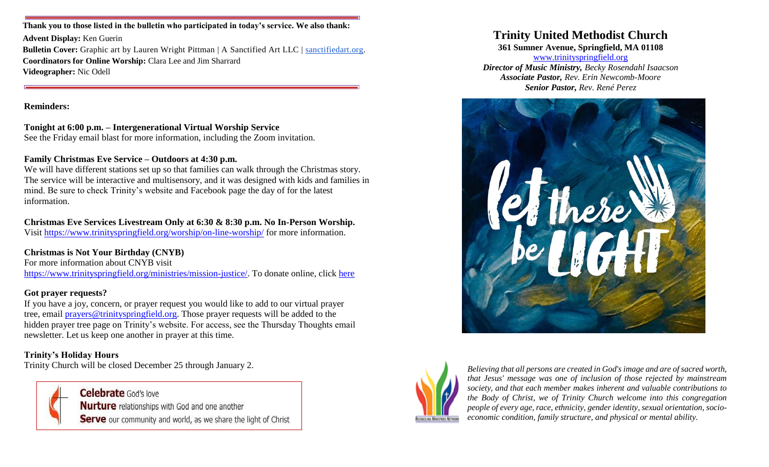**Thank you to those listed in the bulletin who participated in today's service. We also thank:**

**Advent Display:** Ken Guerin
**Bulletin Cover:** Graphic art by Lauren Wright Pittman | A Sanctified Art LLC | sanctifiedart.org.
**Coordinators for Online Worship:** Clara Lee and Jim Sharrard
**Videographer:** Nic Odell

**Reminders:**

**Tonight at 6:00 p.m. – Intergenerational Virtual Worship Service**
See the Friday email blast for more information, including the Zoom invitation.

**Family Christmas Eve Service – Outdoors at 4:30 p.m.**
We will have different stations set up so that families can walk through the Christmas story. The service will be interactive and multisensory, and it was designed with kids and families in mind. Be sure to check Trinity's website and Facebook page the day of for the latest information.

**Christmas Eve Services Livestream Only at 6:30 & 8:30 p.m. No In-Person Worship.**
Visit https://www.trinityspringfield.org/worship/on-line-worship/ for more information.

**Christmas is Not Your Birthday (CNYB)**
For more information about CNYB visit https://www.trinityspringfield.org/ministries/mission-justice/. To donate online, click here

**Got prayer requests?**
If you have a joy, concern, or prayer request you would like to add to our virtual prayer tree, email prayers@trinityspringfield.org. Those prayer requests will be added to the hidden prayer tree page on Trinity's website. For access, see the Thursday Thoughts email newsletter. Let us keep one another in prayer at this time.

**Trinity's Holiday Hours**
Trinity Church will be closed December 25 through January 2.

**Celebrate** God's love
**Nurture** relationships with God and one another
**Serve** our community and world, as we share the light of Christ

# Trinity United Methodist Church

**361 Sumner Avenue, Springfield, MA 01108**
www.trinityspringfield.org
***Director of Music Ministry,*** *Becky Rosendahl Isaacson*
***Associate Pastor,*** *Rev. Erin Newcomb-Moore*
***Senior Pastor,*** *Rev. René Perez*

*Believing that all persons are created in God's image and are of sacred worth, that Jesus' message was one of inclusion of those rejected by mainstream society, and that each member makes inherent and valuable contributions to the Body of Christ, we of Trinity Church welcome into this congregation people of every age, race, ethnicity, gender identity, sexual orientation, socio-economic condition, family structure, and physical or mental ability.*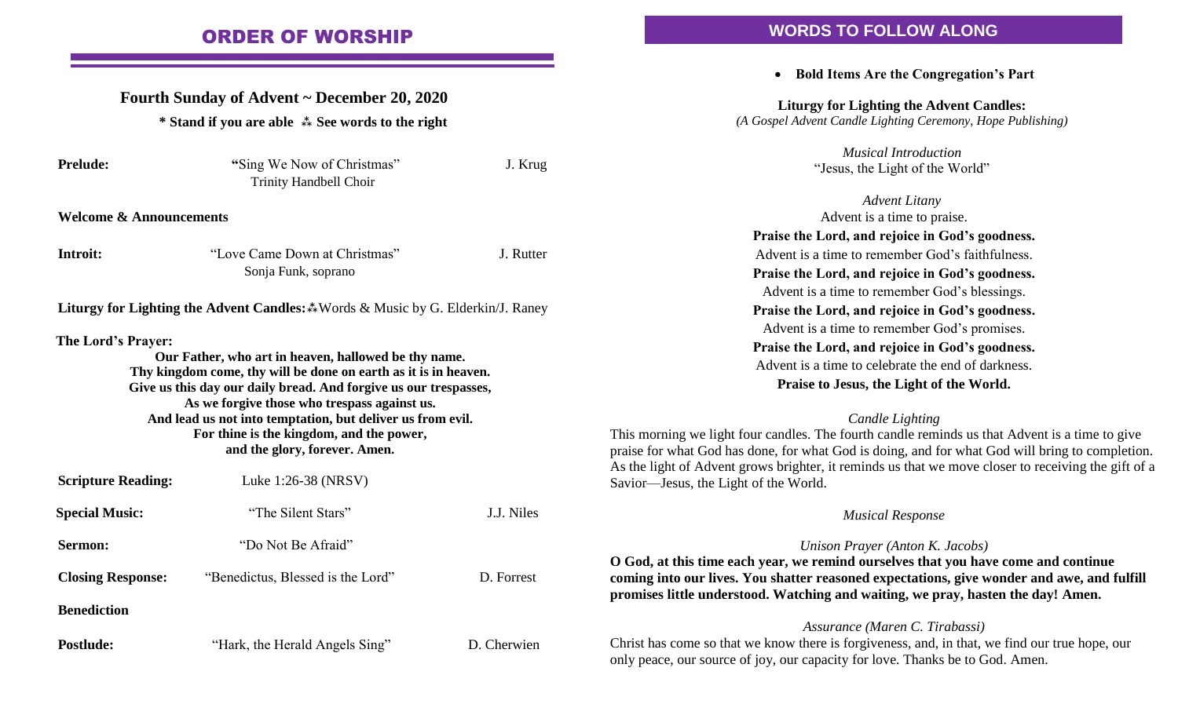## ORDER OF WORSHIP

### Fourth Sunday of Advent ~ December 20, 2020

**\* Stand if you are able ⁂ See words to the right**

| | | |
|---|---|---|
| **Prelude:** | "Sing We Now of Christmas"<br>Trinity Handbell Choir | J. Krug |
| **Welcome & Announcements** | | |
| **Introit:** | "Love Came Down at Christmas"<br>Sonja Funk, soprano | J. Rutter |

**Liturgy for Lighting the Advent Candles:** ⁂Words & Music by G. Elderkin/J. Raney

**The Lord's Prayer:**

**Our Father, who art in heaven, hallowed be thy name.
Thy kingdom come, thy will be done on earth as it is in heaven.
Give us this day our daily bread. And forgive us our trespasses,
As we forgive those who trespass against us.
And lead us not into temptation, but deliver us from evil.
For thine is the kingdom, and the power,
and the glory, forever. Amen.**

| | | |
|---|---|---|
| **Scripture Reading:** | Luke 1:26-38 (NRSV) | |
| **Special Music:** | "The Silent Stars" | J.J. Niles |
| **Sermon:** | "Do Not Be Afraid" | |
| **Closing Response:** | "Benedictus, Blessed is the Lord" | D. Forrest |
| **Benediction** | | |
| **Postlude:** | "Hark, the Herald Angels Sing" | D. Cherwien |

## WORDS TO FOLLOW ALONG

- **Bold Items Are the Congregation's Part**

**Liturgy for Lighting the Advent Candles:**
*(A Gospel Advent Candle Lighting Ceremony, Hope Publishing)*

*Musical Introduction*
"Jesus, the Light of the World"

*Advent Litany*
Advent is a time to praise.
**Praise the Lord, and rejoice in God's goodness.**
Advent is a time to remember God's faithfulness.
**Praise the Lord, and rejoice in God's goodness.**
Advent is a time to remember God's blessings.
**Praise the Lord, and rejoice in God's goodness.**
Advent is a time to remember God's promises.
**Praise the Lord, and rejoice in God's goodness.**
Advent is a time to celebrate the end of darkness.
**Praise to Jesus, the Light of the World.**

*Candle Lighting*
This morning we light four candles. The fourth candle reminds us that Advent is a time to give praise for what God has done, for what God is doing, and for what God will bring to completion. As the light of Advent grows brighter, it reminds us that we move closer to receiving the gift of a Savior—Jesus, the Light of the World.

*Musical Response*

*Unison Prayer (Anton K. Jacobs)*
**O God, at this time each year, we remind ourselves that you have come and continue coming into our lives. You shatter reasoned expectations, give wonder and awe, and fulfill promises little understood. Watching and waiting, we pray, hasten the day! Amen.**

*Assurance (Maren C. Tirabassi)*
Christ has come so that we know there is forgiveness, and, in that, we find our true hope, our only peace, our source of joy, our capacity for love. Thanks be to God. Amen.